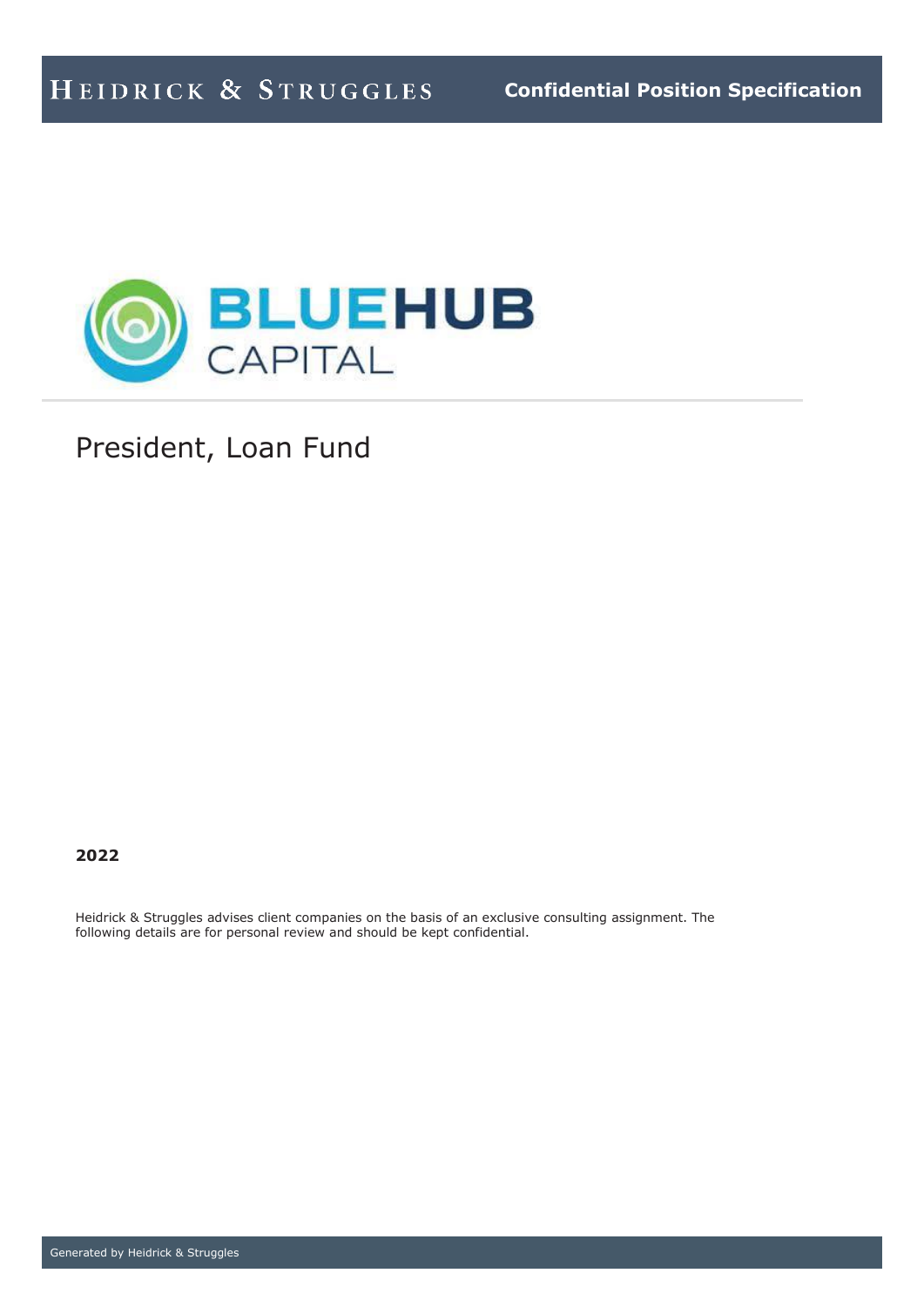Heidrick & Struggles — Confidential Position Specification

BLUEHUB CAPITAL

# President, Loan Fund

**2022**

Heidrick & Struggles advises client companies on the basis of an exclusive consulting assignment. The following details are for personal review and should be kept confidential.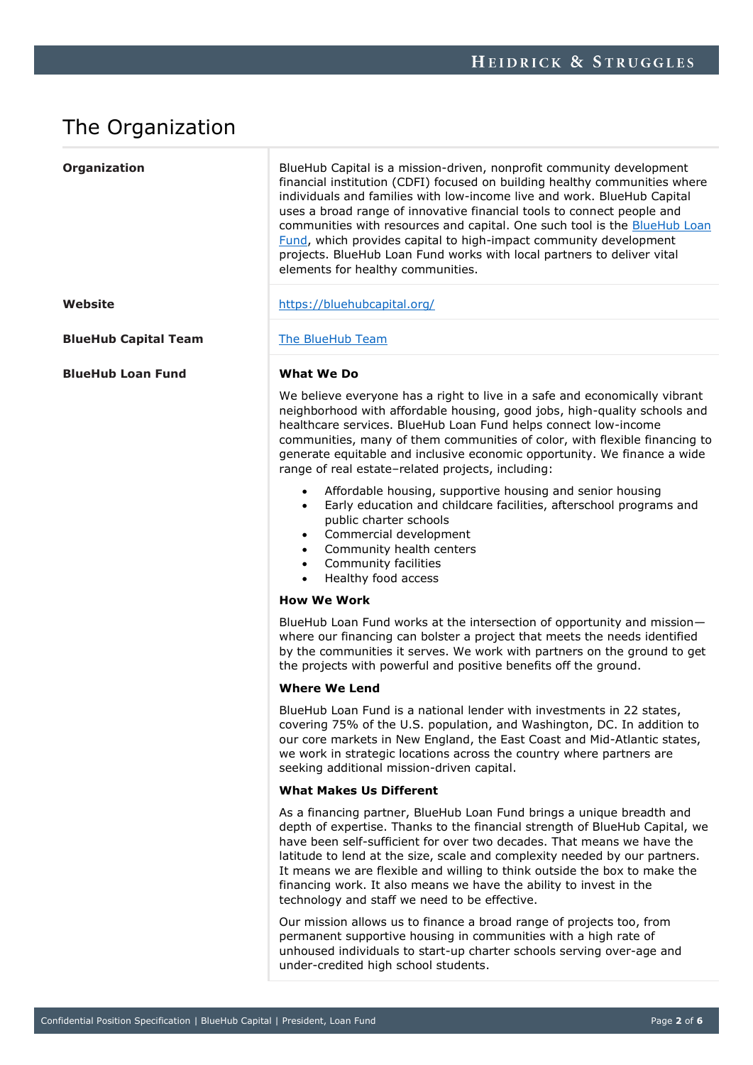# The Organization

| | |
|---|---|
| **Organization** | BlueHub Capital is a mission-driven, nonprofit community development financial institution (CDFI) focused on building healthy communities where individuals and families with low-income live and work. BlueHub Capital uses a broad range of innovative financial tools to connect people and communities with resources and capital. One such tool is the [BlueHub Loan Fund](), which provides capital to high-impact community development projects. BlueHub Loan Fund works with local partners to deliver vital elements for healthy communities. |
| **Website** | [https://bluehubcapital.org/](https://bluehubcapital.org/) |
| **BlueHub Capital Team** | [The BlueHub Team]() |

**BlueHub Loan Fund**

**What We Do**

We believe everyone has a right to live in a safe and economically vibrant neighborhood with affordable housing, good jobs, high-quality schools and healthcare services. BlueHub Loan Fund helps connect low-income communities, many of them communities of color, with flexible financing to generate equitable and inclusive economic opportunity. We finance a wide range of real estate–related projects, including:

- Affordable housing, supportive housing and senior housing
- Early education and childcare facilities, afterschool programs and public charter schools
- Commercial development
- Community health centers
- Community facilities
- Healthy food access

**How We Work**

BlueHub Loan Fund works at the intersection of opportunity and mission—where our financing can bolster a project that meets the needs identified by the communities it serves. We work with partners on the ground to get the projects with powerful and positive benefits off the ground.

**Where We Lend**

BlueHub Loan Fund is a national lender with investments in 22 states, covering 75% of the U.S. population, and Washington, DC. In addition to our core markets in New England, the East Coast and Mid-Atlantic states, we work in strategic locations across the country where partners are seeking additional mission-driven capital.

**What Makes Us Different**

As a financing partner, BlueHub Loan Fund brings a unique breadth and depth of expertise. Thanks to the financial strength of BlueHub Capital, we have been self-sufficient for over two decades. That means we have the latitude to lend at the size, scale and complexity needed by our partners. It means we are flexible and willing to think outside the box to make the financing work. It also means we have the ability to invest in the technology and staff we need to be effective.

Our mission allows us to finance a broad range of projects too, from permanent supportive housing in communities with a high rate of unhoused individuals to start-up charter schools serving over-age and under-credited high school students.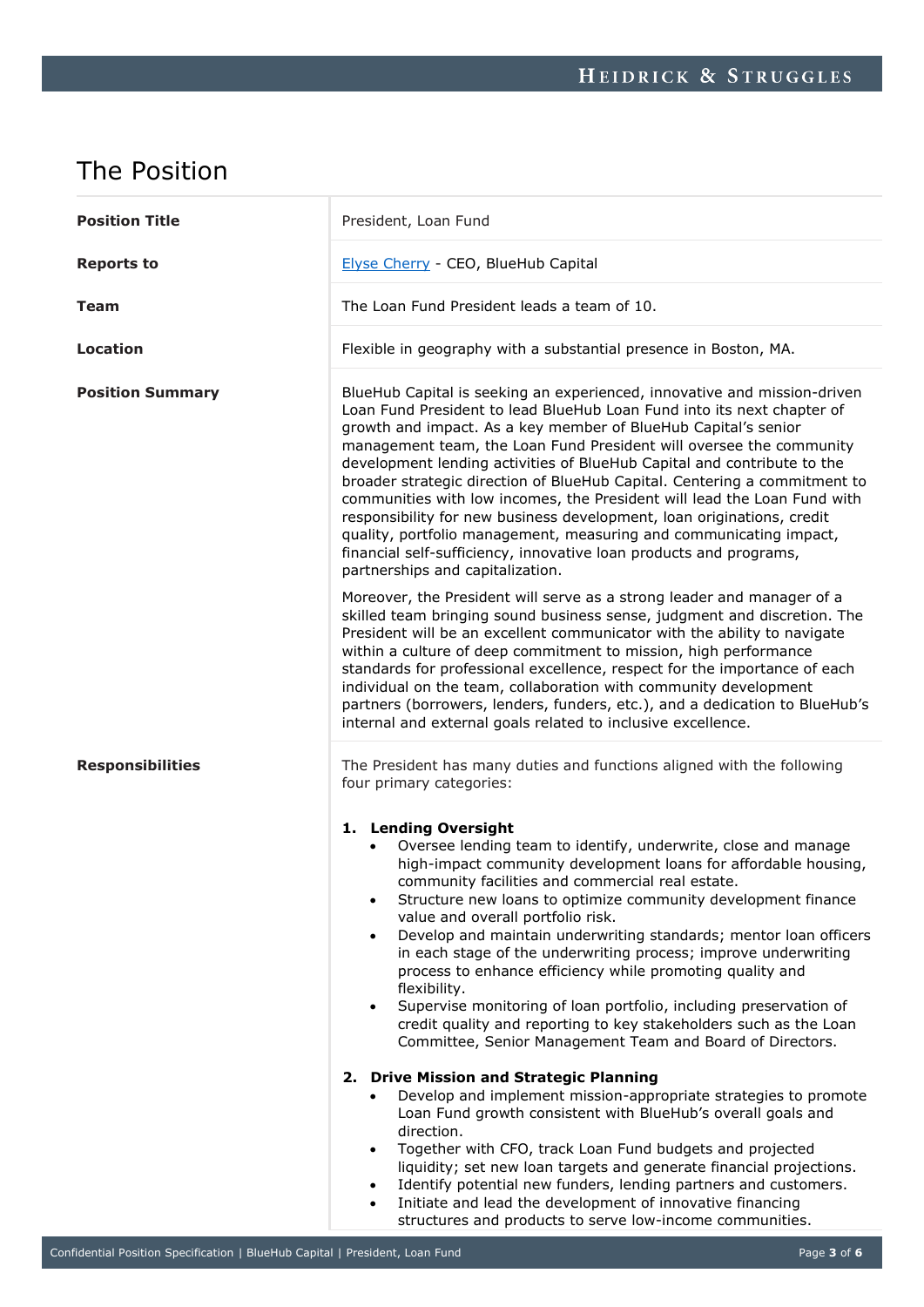## The Position

| | |
|---|---|
| **Position Title** | President, Loan Fund |
| **Reports to** | Elyse Cherry - CEO, BlueHub Capital |
| **Team** | The Loan Fund President leads a team of 10. |
| **Location** | Flexible in geography with a substantial presence in Boston, MA. |

**Position Summary**

BlueHub Capital is seeking an experienced, innovative and mission-driven Loan Fund President to lead BlueHub Loan Fund into its next chapter of growth and impact. As a key member of BlueHub Capital's senior management team, the Loan Fund President will oversee the community development lending activities of BlueHub Capital and contribute to the broader strategic direction of BlueHub Capital. Centering a commitment to communities with low incomes, the President will lead the Loan Fund with responsibility for new business development, loan originations, credit quality, portfolio management, measuring and communicating impact, financial self-sufficiency, innovative loan products and programs, partnerships and capitalization.

Moreover, the President will serve as a strong leader and manager of a skilled team bringing sound business sense, judgment and discretion. The President will be an excellent communicator with the ability to navigate within a culture of deep commitment to mission, high performance standards for professional excellence, respect for the importance of each individual on the team, collaboration with community development partners (borrowers, lenders, funders, etc.), and a dedication to BlueHub's internal and external goals related to inclusive excellence.

**Responsibilities**

The President has many duties and functions aligned with the following four primary categories:

1. **Lending Oversight**
   - Oversee lending team to identify, underwrite, close and manage high-impact community development loans for affordable housing, community facilities and commercial real estate.
   - Structure new loans to optimize community development finance value and overall portfolio risk.
   - Develop and maintain underwriting standards; mentor loan officers in each stage of the underwriting process; improve underwriting process to enhance efficiency while promoting quality and flexibility.
   - Supervise monitoring of loan portfolio, including preservation of credit quality and reporting to key stakeholders such as the Loan Committee, Senior Management Team and Board of Directors.

2. **Drive Mission and Strategic Planning**
   - Develop and implement mission-appropriate strategies to promote Loan Fund growth consistent with BlueHub's overall goals and direction.
   - Together with CFO, track Loan Fund budgets and projected liquidity; set new loan targets and generate financial projections.
   - Identify potential new funders, lending partners and customers.
   - Initiate and lead the development of innovative financing structures and products to serve low-income communities.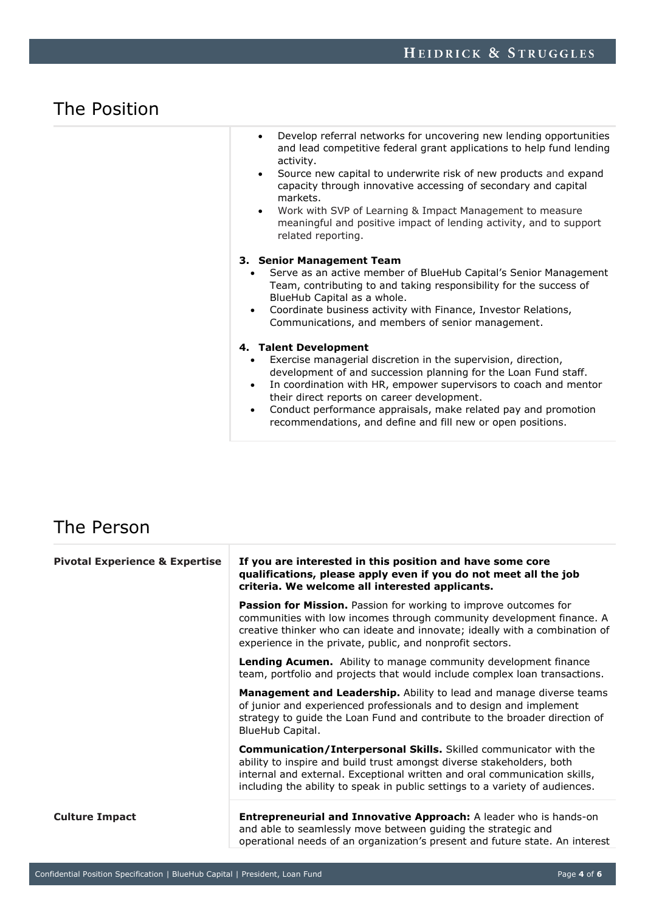# The Position

- Develop referral networks for uncovering new lending opportunities and lead competitive federal grant applications to help fund lending activity.
- Source new capital to underwrite risk of new products and expand capacity through innovative accessing of secondary and capital markets.
- Work with SVP of Learning & Impact Management to measure meaningful and positive impact of lending activity, and to support related reporting.

**3. Senior Management Team**

- Serve as an active member of BlueHub Capital's Senior Management Team, contributing to and taking responsibility for the success of BlueHub Capital as a whole.
- Coordinate business activity with Finance, Investor Relations, Communications, and members of senior management.

**4. Talent Development**

- Exercise managerial discretion in the supervision, direction, development of and succession planning for the Loan Fund staff.
- In coordination with HR, empower supervisors to coach and mentor their direct reports on career development.
- Conduct performance appraisals, make related pay and promotion recommendations, and define and fill new or open positions.

# The Person

## Pivotal Experience & Expertise

**If you are interested in this position and have some core qualifications, please apply even if you do not meet all the job criteria. We welcome all interested applicants.**

**Passion for Mission.** Passion for working to improve outcomes for communities with low incomes through community development finance. A creative thinker who can ideate and innovate; ideally with a combination of experience in the private, public, and nonprofit sectors.

**Lending Acumen.** Ability to manage community development finance team, portfolio and projects that would include complex loan transactions.

**Management and Leadership.** Ability to lead and manage diverse teams of junior and experienced professionals and to design and implement strategy to guide the Loan Fund and contribute to the broader direction of BlueHub Capital.

**Communication/Interpersonal Skills.** Skilled communicator with the ability to inspire and build trust amongst diverse stakeholders, both internal and external. Exceptional written and oral communication skills, including the ability to speak in public settings to a variety of audiences.

## Culture Impact

**Entrepreneurial and Innovative Approach:** A leader who is hands-on and able to seamlessly move between guiding the strategic and operational needs of an organization's present and future state. An interest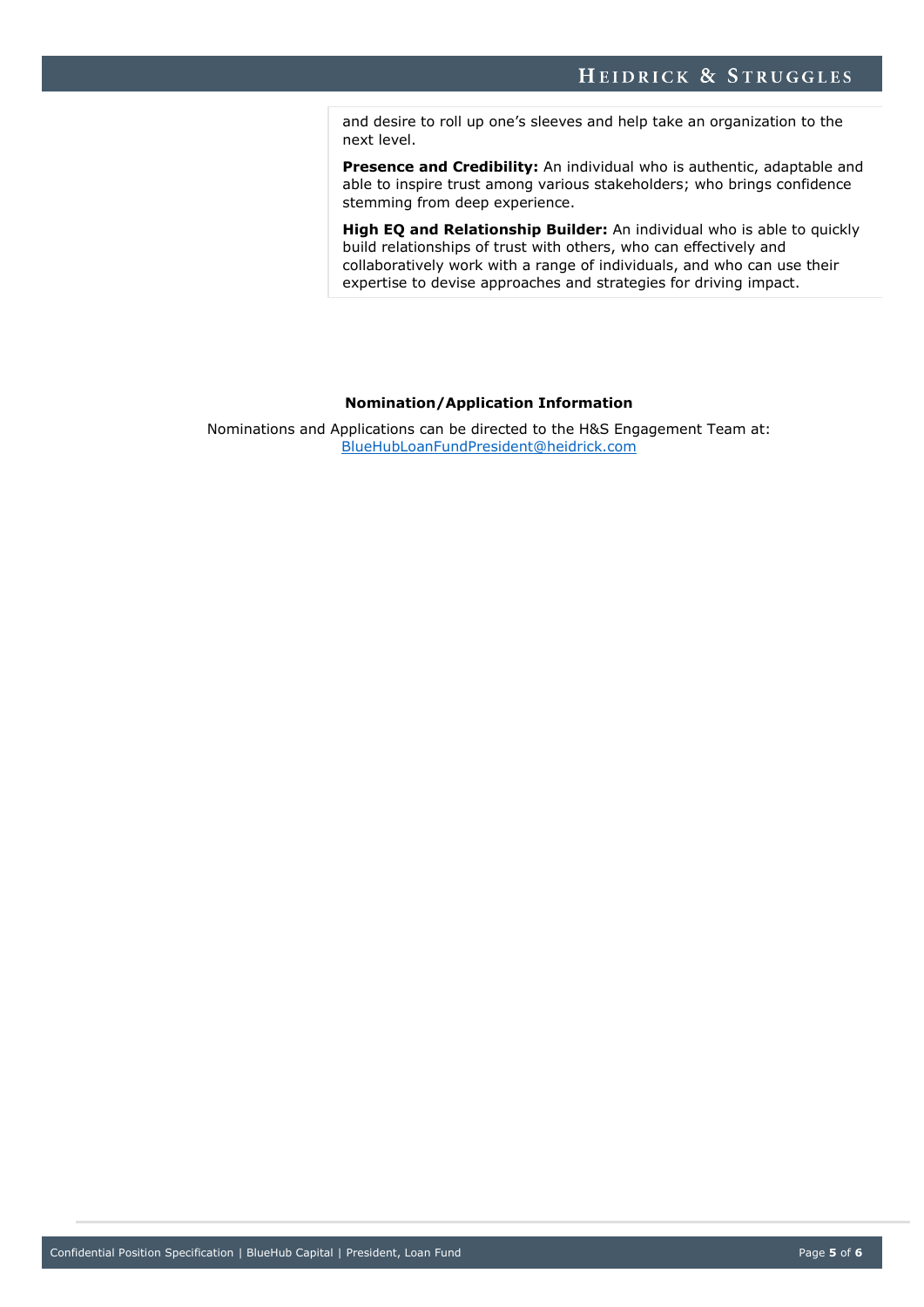and desire to roll up one's sleeves and help take an organization to the next level.

**Presence and Credibility:** An individual who is authentic, adaptable and able to inspire trust among various stakeholders; who brings confidence stemming from deep experience.

**High EQ and Relationship Builder:** An individual who is able to quickly build relationships of trust with others, who can effectively and collaboratively work with a range of individuals, and who can use their expertise to devise approaches and strategies for driving impact.

**Nomination/Application Information**

Nominations and Applications can be directed to the H&S Engagement Team at:
BlueHubLoanFundPresident@heidrick.com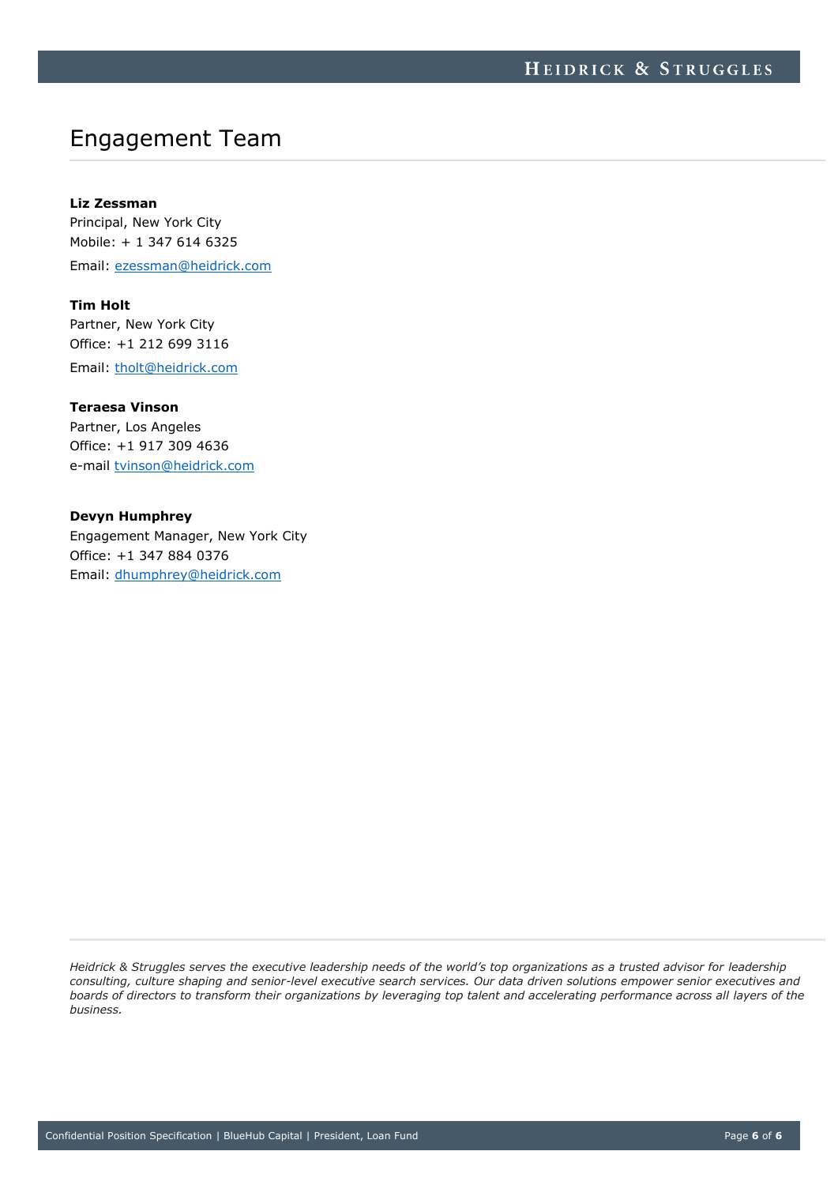# Engagement Team

**Liz Zessman**
Principal, New York City
Mobile: + 1 347 614 6325
Email: ezessman@heidrick.com

**Tim Holt**
Partner, New York City
Office: +1 212 699 3116
Email: tholt@heidrick.com

**Teraesa Vinson**
Partner, Los Angeles
Office: +1 917 309 4636
e-mail tvinson@heidrick.com

**Devyn Humphrey**
Engagement Manager, New York City
Office: +1 347 884 0376
Email: dhumphrey@heidrick.com

*Heidrick & Struggles serves the executive leadership needs of the world's top organizations as a trusted advisor for leadership consulting, culture shaping and senior-level executive search services. Our data driven solutions empower senior executives and boards of directors to transform their organizations by leveraging top talent and accelerating performance across all layers of the business.*